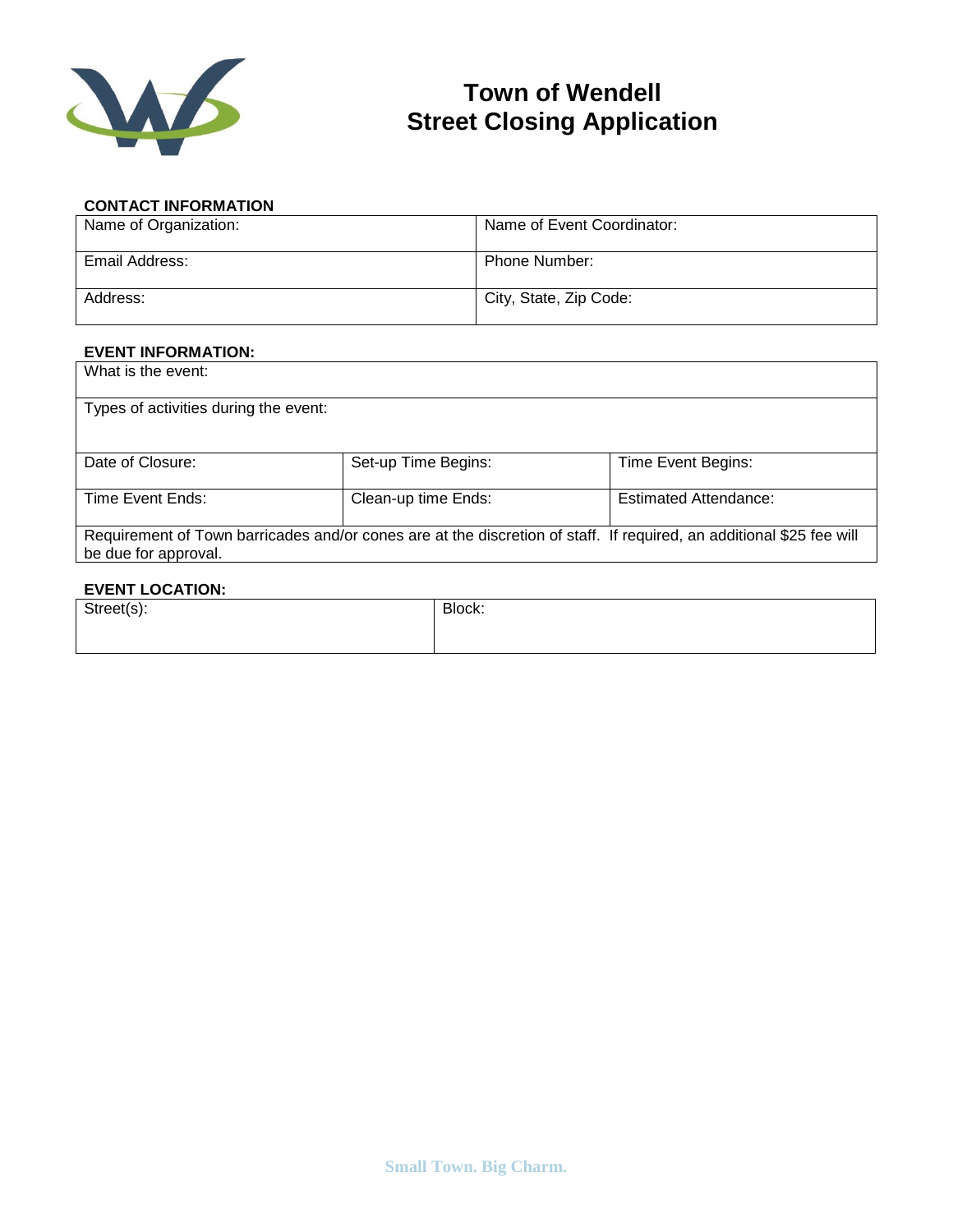# Town of Wendell
## Street Closing Application

**CONTACT INFORMATION**

| Name of Organization: | Name of Event Coordinator: |
|---|---|
| Email Address: | Phone Number: |
| Address: | City, State, Zip Code: |

**EVENT INFORMATION:**

| What is the event: | | |
|---|---|---|
| Types of activities during the event: | | |
| Date of Closure: | Set-up Time Begins: | Time Event Begins: |
| Time Event Ends: | Clean-up time Ends: | Estimated Attendance: |
| Requirement of Town barricades and/or cones are at the discretion of staff. If required, an additional $25 fee will be due for approval. | | |

**EVENT LOCATION:**

| Street(s): | Block: |
|---|---|

Small Town. Big Charm.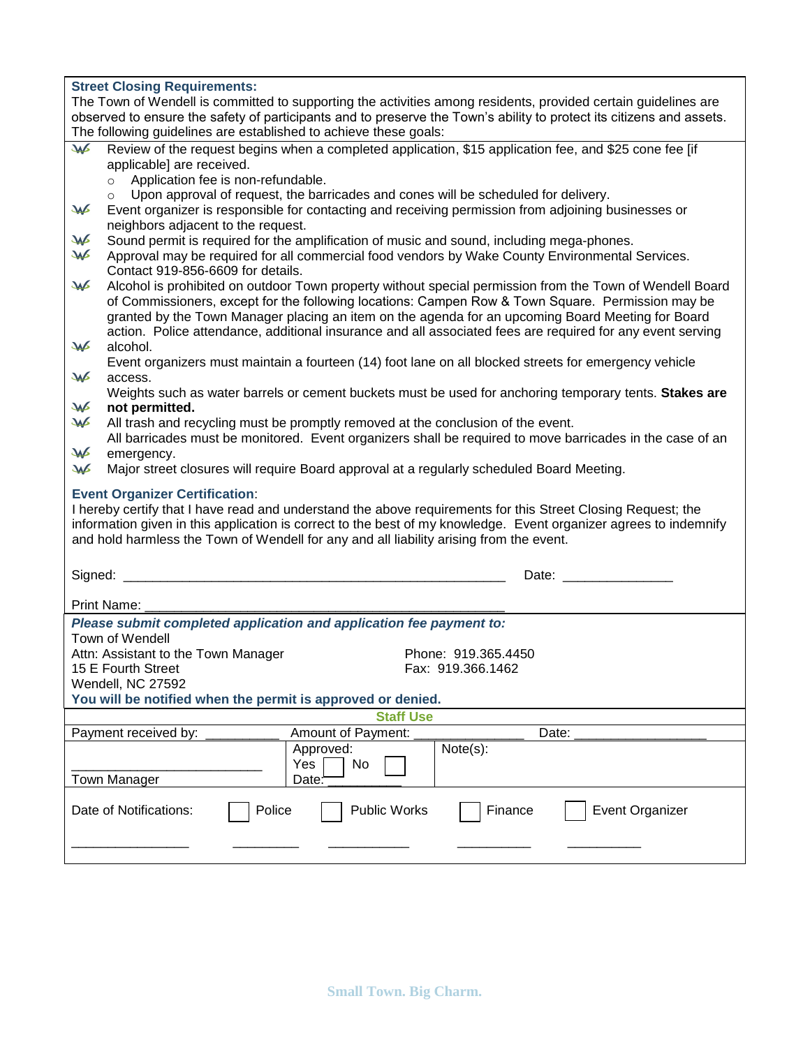**Street Closing Requirements:**
The Town of Wendell is committed to supporting the activities among residents, provided certain guidelines are observed to ensure the safety of participants and to preserve the Town's ability to protect its citizens and assets. The following guidelines are established to achieve these goals:

- Review of the request begins when a completed application, $15 application fee, and $25 cone fee [if applicable] are received.
  - Application fee is non-refundable.
  - Upon approval of request, the barricades and cones will be scheduled for delivery.
- Event organizer is responsible for contacting and receiving permission from adjoining businesses or neighbors adjacent to the request.
- Sound permit is required for the amplification of music and sound, including mega-phones.
- Approval may be required for all commercial food vendors by Wake County Environmental Services. Contact 919-856-6609 for details.
- Alcohol is prohibited on outdoor Town property without special permission from the Town of Wendell Board of Commissioners, except for the following locations: Campen Row & Town Square. Permission may be granted by the Town Manager placing an item on the agenda for an upcoming Board Meeting for Board action. Police attendance, additional insurance and all associated fees are required for any event serving alcohol.
- Event organizers must maintain a fourteen (14) foot lane on all blocked streets for emergency vehicle access.
- Weights such as water barrels or cement buckets must be used for anchoring temporary tents. **Stakes are not permitted.**
- All trash and recycling must be promptly removed at the conclusion of the event.
- All barricades must be monitored. Event organizers shall be required to move barricades in the case of an emergency.
- Major street closures will require Board approval at a regularly scheduled Board Meeting.

**Event Organizer Certification**:
I hereby certify that I have read and understand the above requirements for this Street Closing Request; the information given in this application is correct to the best of my knowledge. Event organizer agrees to indemnify and hold harmless the Town of Wendell for any and all liability arising from the event.

Signed: ____________________________________________________ Date: _______________

Print Name: _________________________________________________

***Please submit completed application and application fee payment to:***

Town of Wendell
Attn: Assistant to the Town Manager
15 E Fourth Street
Wendell, NC 27592

Phone: 919.365.4450
Fax: 919.366.1462

**You will be notified when the permit is approved or denied.**

**Staff Use**

| | | |
|---|---|---|
| Payment received by: __________ | Amount of Payment: _______________ | Date: __________________ |
| _________________________ Town Manager | Approved: Yes ☐ No ☐ Date: __________ | Note(s): |

Date of Notifications: ☐ Police ☐ Public Works ☐ Finance ☐ Event Organizer

________________ _________ ___________ __________ __________

Small Town. Big Charm.